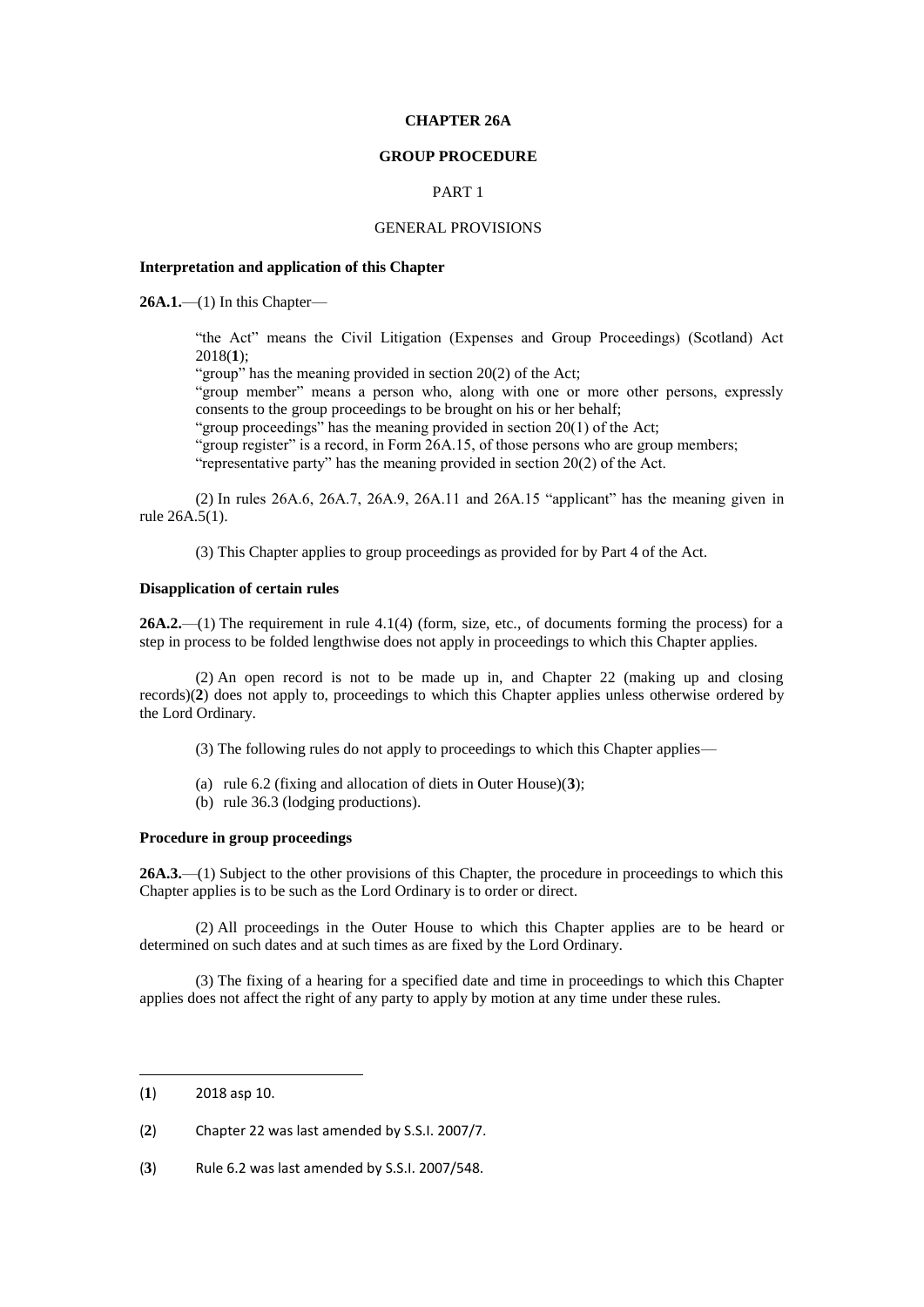# CHAPTER 26A

## GROUP PROCEDURE

### PART 1

### GENERAL PROVISIONS

**Interpretation and application of this Chapter**

**26A.1.**—(1) In this Chapter—

> "the Act" means the Civil Litigation (Expenses and Group Proceedings) (Scotland) Act 2018(**1**);
> "group" has the meaning provided in section 20(2) of the Act;
> "group member" means a person who, along with one or more other persons, expressly consents to the group proceedings to be brought on his or her behalf;
> "group proceedings" has the meaning provided in section 20(1) of the Act;
> "group register" is a record, in Form 26A.15, of those persons who are group members;
> "representative party" has the meaning provided in section 20(2) of the Act.

(2) In rules 26A.6, 26A.7, 26A.9, 26A.11 and 26A.15 "applicant" has the meaning given in rule 26A.5(1).

(3) This Chapter applies to group proceedings as provided for by Part 4 of the Act.

**Disapplication of certain rules**

**26A.2.**—(1) The requirement in rule 4.1(4) (form, size, etc., of documents forming the process) for a step in process to be folded lengthwise does not apply in proceedings to which this Chapter applies.

(2) An open record is not to be made up in, and Chapter 22 (making up and closing records)(**2**) does not apply to, proceedings to which this Chapter applies unless otherwise ordered by the Lord Ordinary.

(3) The following rules do not apply to proceedings to which this Chapter applies—

(a) rule 6.2 (fixing and allocation of diets in Outer House)(**3**);
(b) rule 36.3 (lodging productions).

**Procedure in group proceedings**

**26A.3.**—(1) Subject to the other provisions of this Chapter, the procedure in proceedings to which this Chapter applies is to be such as the Lord Ordinary is to order or direct.

(2) All proceedings in the Outer House to which this Chapter applies are to be heard or determined on such dates and at such times as are fixed by the Lord Ordinary.

(3) The fixing of a hearing for a specified date and time in proceedings to which this Chapter applies does not affect the right of any party to apply by motion at any time under these rules.

---

(**1**) 2018 asp 10.

(**2**) Chapter 22 was last amended by S.S.I. 2007/7.

(**3**) Rule 6.2 was last amended by S.S.I. 2007/548.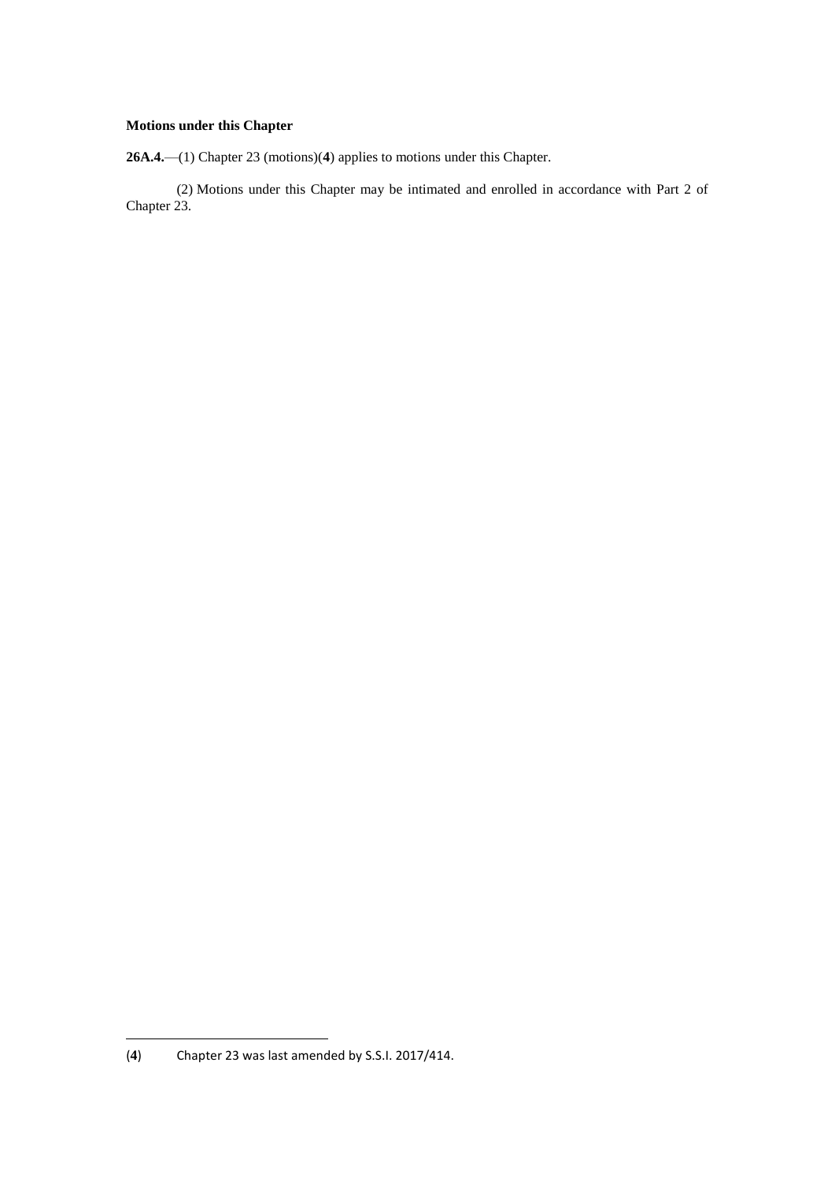**Motions under this Chapter**

**26A.4.**—(1) Chapter 23 (motions)([4]) applies to motions under this Chapter.

(2) Motions under this Chapter may be intimated and enrolled in accordance with Part 2 of Chapter 23.

---

([4]) Chapter 23 was last amended by S.S.I. 2017/414.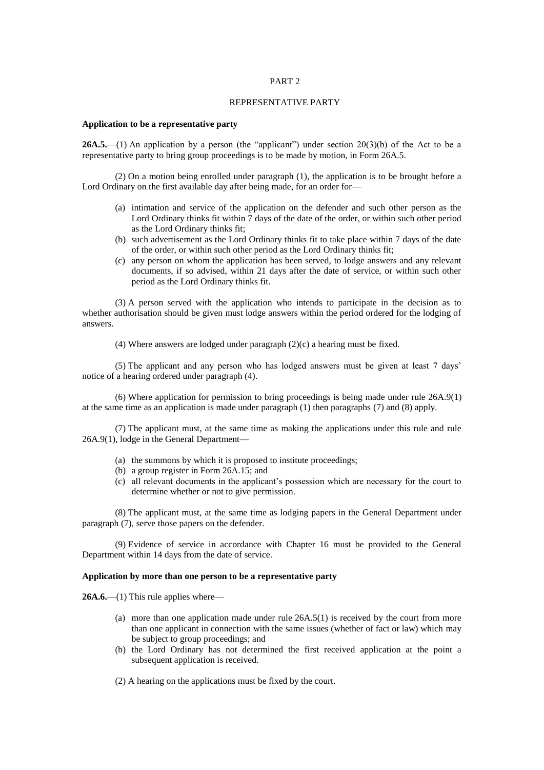PART 2

REPRESENTATIVE PARTY

**Application to be a representative party**

**26A.5.**—(1) An application by a person (the "applicant") under section 20(3)(b) of the Act to be a representative party to bring group proceedings is to be made by motion, in Form 26A.5.

(2) On a motion being enrolled under paragraph (1), the application is to be brought before a Lord Ordinary on the first available day after being made, for an order for—

- (a) intimation and service of the application on the defender and such other person as the Lord Ordinary thinks fit within 7 days of the date of the order, or within such other period as the Lord Ordinary thinks fit;
- (b) such advertisement as the Lord Ordinary thinks fit to take place within 7 days of the date of the order, or within such other period as the Lord Ordinary thinks fit;
- (c) any person on whom the application has been served, to lodge answers and any relevant documents, if so advised, within 21 days after the date of service, or within such other period as the Lord Ordinary thinks fit.

(3) A person served with the application who intends to participate in the decision as to whether authorisation should be given must lodge answers within the period ordered for the lodging of answers.

(4) Where answers are lodged under paragraph (2)(c) a hearing must be fixed.

(5) The applicant and any person who has lodged answers must be given at least 7 days' notice of a hearing ordered under paragraph (4).

(6) Where application for permission to bring proceedings is being made under rule 26A.9(1) at the same time as an application is made under paragraph (1) then paragraphs (7) and (8) apply.

(7) The applicant must, at the same time as making the applications under this rule and rule 26A.9(1), lodge in the General Department—

- (a) the summons by which it is proposed to institute proceedings;
- (b) a group register in Form 26A.15; and
- (c) all relevant documents in the applicant's possession which are necessary for the court to determine whether or not to give permission.

(8) The applicant must, at the same time as lodging papers in the General Department under paragraph (7), serve those papers on the defender.

(9) Evidence of service in accordance with Chapter 16 must be provided to the General Department within 14 days from the date of service.

**Application by more than one person to be a representative party**

**26A.6.**—(1) This rule applies where—

- (a) more than one application made under rule 26A.5(1) is received by the court from more than one applicant in connection with the same issues (whether of fact or law) which may be subject to group proceedings; and
- (b) the Lord Ordinary has not determined the first received application at the point a subsequent application is received.

(2) A hearing on the applications must be fixed by the court.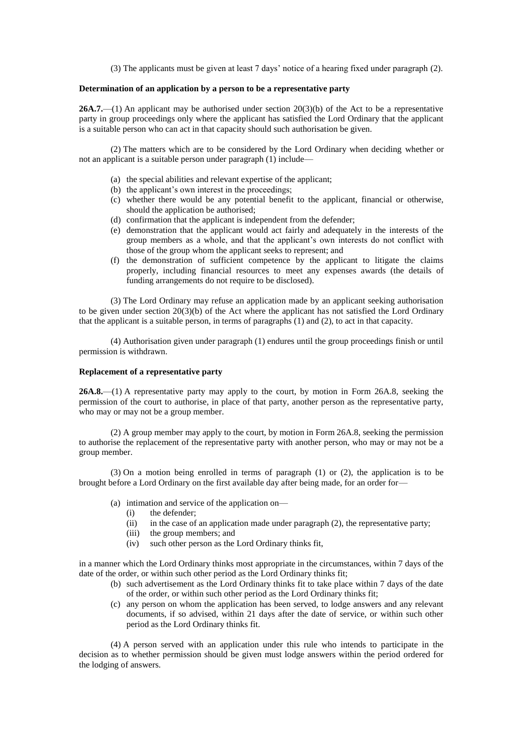(3) The applicants must be given at least 7 days' notice of a hearing fixed under paragraph (2).

**Determination of an application by a person to be a representative party**

**26A.7.**—(1) An applicant may be authorised under section 20(3)(b) of the Act to be a representative party in group proceedings only where the applicant has satisfied the Lord Ordinary that the applicant is a suitable person who can act in that capacity should such authorisation be given.

(2) The matters which are to be considered by the Lord Ordinary when deciding whether or not an applicant is a suitable person under paragraph (1) include—

- (a) the special abilities and relevant expertise of the applicant;
- (b) the applicant's own interest in the proceedings;
- (c) whether there would be any potential benefit to the applicant, financial or otherwise, should the application be authorised;
- (d) confirmation that the applicant is independent from the defender;
- (e) demonstration that the applicant would act fairly and adequately in the interests of the group members as a whole, and that the applicant's own interests do not conflict with those of the group whom the applicant seeks to represent; and
- (f) the demonstration of sufficient competence by the applicant to litigate the claims properly, including financial resources to meet any expenses awards (the details of funding arrangements do not require to be disclosed).

(3) The Lord Ordinary may refuse an application made by an applicant seeking authorisation to be given under section 20(3)(b) of the Act where the applicant has not satisfied the Lord Ordinary that the applicant is a suitable person, in terms of paragraphs (1) and (2), to act in that capacity.

(4) Authorisation given under paragraph (1) endures until the group proceedings finish or until permission is withdrawn.

**Replacement of a representative party**

**26A.8.**—(1) A representative party may apply to the court, by motion in Form 26A.8, seeking the permission of the court to authorise, in place of that party, another person as the representative party, who may or may not be a group member.

(2) A group member may apply to the court, by motion in Form 26A.8, seeking the permission to authorise the replacement of the representative party with another person, who may or may not be a group member.

(3) On a motion being enrolled in terms of paragraph (1) or (2), the application is to be brought before a Lord Ordinary on the first available day after being made, for an order for—

- (a) intimation and service of the application on—
  - (i) the defender;
  - (ii) in the case of an application made under paragraph (2), the representative party;
  - (iii) the group members; and
  - (iv) such other person as the Lord Ordinary thinks fit,

in a manner which the Lord Ordinary thinks most appropriate in the circumstances, within 7 days of the date of the order, or within such other period as the Lord Ordinary thinks fit;

- (b) such advertisement as the Lord Ordinary thinks fit to take place within 7 days of the date of the order, or within such other period as the Lord Ordinary thinks fit;
- (c) any person on whom the application has been served, to lodge answers and any relevant documents, if so advised, within 21 days after the date of service, or within such other period as the Lord Ordinary thinks fit.

(4) A person served with an application under this rule who intends to participate in the decision as to whether permission should be given must lodge answers within the period ordered for the lodging of answers.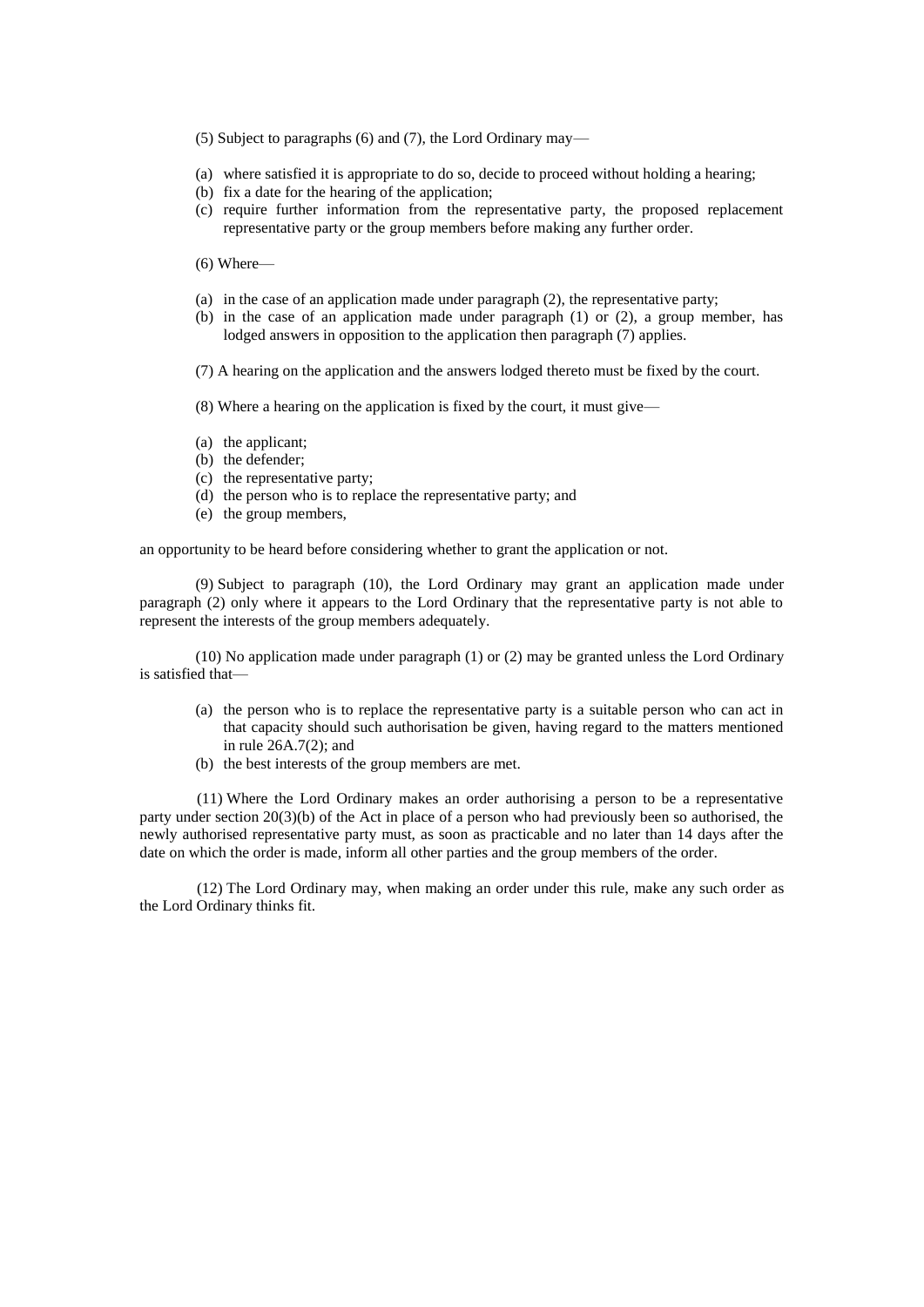(5) Subject to paragraphs (6) and (7), the Lord Ordinary may—

(a) where satisfied it is appropriate to do so, decide to proceed without holding a hearing;
(b) fix a date for the hearing of the application;
(c) require further information from the representative party, the proposed replacement representative party or the group members before making any further order.

(6) Where—

(a) in the case of an application made under paragraph (2), the representative party;
(b) in the case of an application made under paragraph (1) or (2), a group member, has lodged answers in opposition to the application then paragraph (7) applies.

(7) A hearing on the application and the answers lodged thereto must be fixed by the court.

(8) Where a hearing on the application is fixed by the court, it must give—

(a) the applicant;
(b) the defender;
(c) the representative party;
(d) the person who is to replace the representative party; and
(e) the group members,

an opportunity to be heard before considering whether to grant the application or not.

(9) Subject to paragraph (10), the Lord Ordinary may grant an application made under paragraph (2) only where it appears to the Lord Ordinary that the representative party is not able to represent the interests of the group members adequately.

(10) No application made under paragraph (1) or (2) may be granted unless the Lord Ordinary is satisfied that—

(a) the person who is to replace the representative party is a suitable person who can act in that capacity should such authorisation be given, having regard to the matters mentioned in rule 26A.7(2); and
(b) the best interests of the group members are met.

(11) Where the Lord Ordinary makes an order authorising a person to be a representative party under section 20(3)(b) of the Act in place of a person who had previously been so authorised, the newly authorised representative party must, as soon as practicable and no later than 14 days after the date on which the order is made, inform all other parties and the group members of the order.

(12) The Lord Ordinary may, when making an order under this rule, make any such order as the Lord Ordinary thinks fit.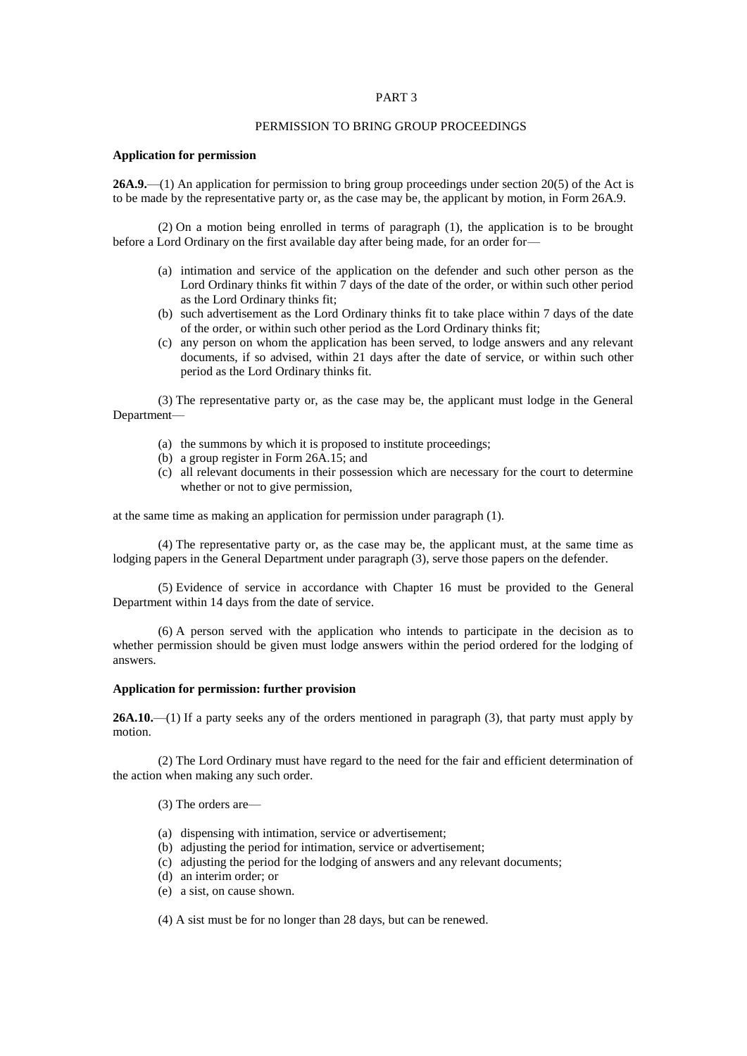PART 3

PERMISSION TO BRING GROUP PROCEEDINGS

**Application for permission**

**26A.9.**—(1) An application for permission to bring group proceedings under section 20(5) of the Act is to be made by the representative party or, as the case may be, the applicant by motion, in Form 26A.9.

(2) On a motion being enrolled in terms of paragraph (1), the application is to be brought before a Lord Ordinary on the first available day after being made, for an order for—

- (a) intimation and service of the application on the defender and such other person as the Lord Ordinary thinks fit within 7 days of the date of the order, or within such other period as the Lord Ordinary thinks fit;
- (b) such advertisement as the Lord Ordinary thinks fit to take place within 7 days of the date of the order, or within such other period as the Lord Ordinary thinks fit;
- (c) any person on whom the application has been served, to lodge answers and any relevant documents, if so advised, within 21 days after the date of service, or within such other period as the Lord Ordinary thinks fit.

(3) The representative party or, as the case may be, the applicant must lodge in the General Department—

- (a) the summons by which it is proposed to institute proceedings;
- (b) a group register in Form 26A.15; and
- (c) all relevant documents in their possession which are necessary for the court to determine whether or not to give permission,

at the same time as making an application for permission under paragraph (1).

(4) The representative party or, as the case may be, the applicant must, at the same time as lodging papers in the General Department under paragraph (3), serve those papers on the defender.

(5) Evidence of service in accordance with Chapter 16 must be provided to the General Department within 14 days from the date of service.

(6) A person served with the application who intends to participate in the decision as to whether permission should be given must lodge answers within the period ordered for the lodging of answers.

**Application for permission: further provision**

**26A.10.**—(1) If a party seeks any of the orders mentioned in paragraph (3), that party must apply by motion.

(2) The Lord Ordinary must have regard to the need for the fair and efficient determination of the action when making any such order.

(3) The orders are—

- (a) dispensing with intimation, service or advertisement;
- (b) adjusting the period for intimation, service or advertisement;
- (c) adjusting the period for the lodging of answers and any relevant documents;
- (d) an interim order; or
- (e) a sist, on cause shown.

(4) A sist must be for no longer than 28 days, but can be renewed.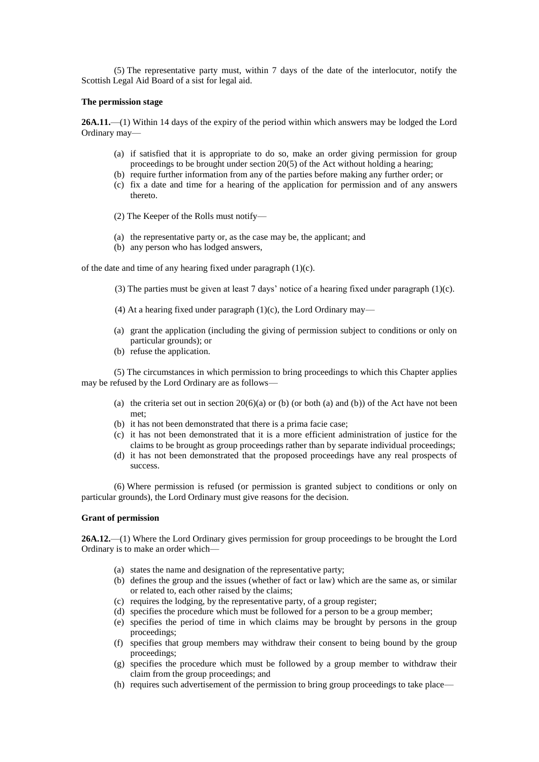(5) The representative party must, within 7 days of the date of the interlocutor, notify the Scottish Legal Aid Board of a sist for legal aid.

**The permission stage**

**26A.11.**—(1) Within 14 days of the expiry of the period within which answers may be lodged the Lord Ordinary may—

- (a) if satisfied that it is appropriate to do so, make an order giving permission for group proceedings to be brought under section 20(5) of the Act without holding a hearing;
- (b) require further information from any of the parties before making any further order; or
- (c) fix a date and time for a hearing of the application for permission and of any answers thereto.

(2) The Keeper of the Rolls must notify—

- (a) the representative party or, as the case may be, the applicant; and
- (b) any person who has lodged answers,

of the date and time of any hearing fixed under paragraph (1)(c).

(3) The parties must be given at least 7 days' notice of a hearing fixed under paragraph (1)(c).

(4) At a hearing fixed under paragraph (1)(c), the Lord Ordinary may—

- (a) grant the application (including the giving of permission subject to conditions or only on particular grounds); or
- (b) refuse the application.

(5) The circumstances in which permission to bring proceedings to which this Chapter applies may be refused by the Lord Ordinary are as follows—

- (a) the criteria set out in section 20(6)(a) or (b) (or both (a) and (b)) of the Act have not been met;
- (b) it has not been demonstrated that there is a prima facie case;
- (c) it has not been demonstrated that it is a more efficient administration of justice for the claims to be brought as group proceedings rather than by separate individual proceedings;
- (d) it has not been demonstrated that the proposed proceedings have any real prospects of success.

(6) Where permission is refused (or permission is granted subject to conditions or only on particular grounds), the Lord Ordinary must give reasons for the decision.

**Grant of permission**

**26A.12.**—(1) Where the Lord Ordinary gives permission for group proceedings to be brought the Lord Ordinary is to make an order which—

- (a) states the name and designation of the representative party;
- (b) defines the group and the issues (whether of fact or law) which are the same as, or similar or related to, each other raised by the claims;
- (c) requires the lodging, by the representative party, of a group register;
- (d) specifies the procedure which must be followed for a person to be a group member;
- (e) specifies the period of time in which claims may be brought by persons in the group proceedings;
- (f) specifies that group members may withdraw their consent to being bound by the group proceedings;
- (g) specifies the procedure which must be followed by a group member to withdraw their claim from the group proceedings; and
- (h) requires such advertisement of the permission to bring group proceedings to take place—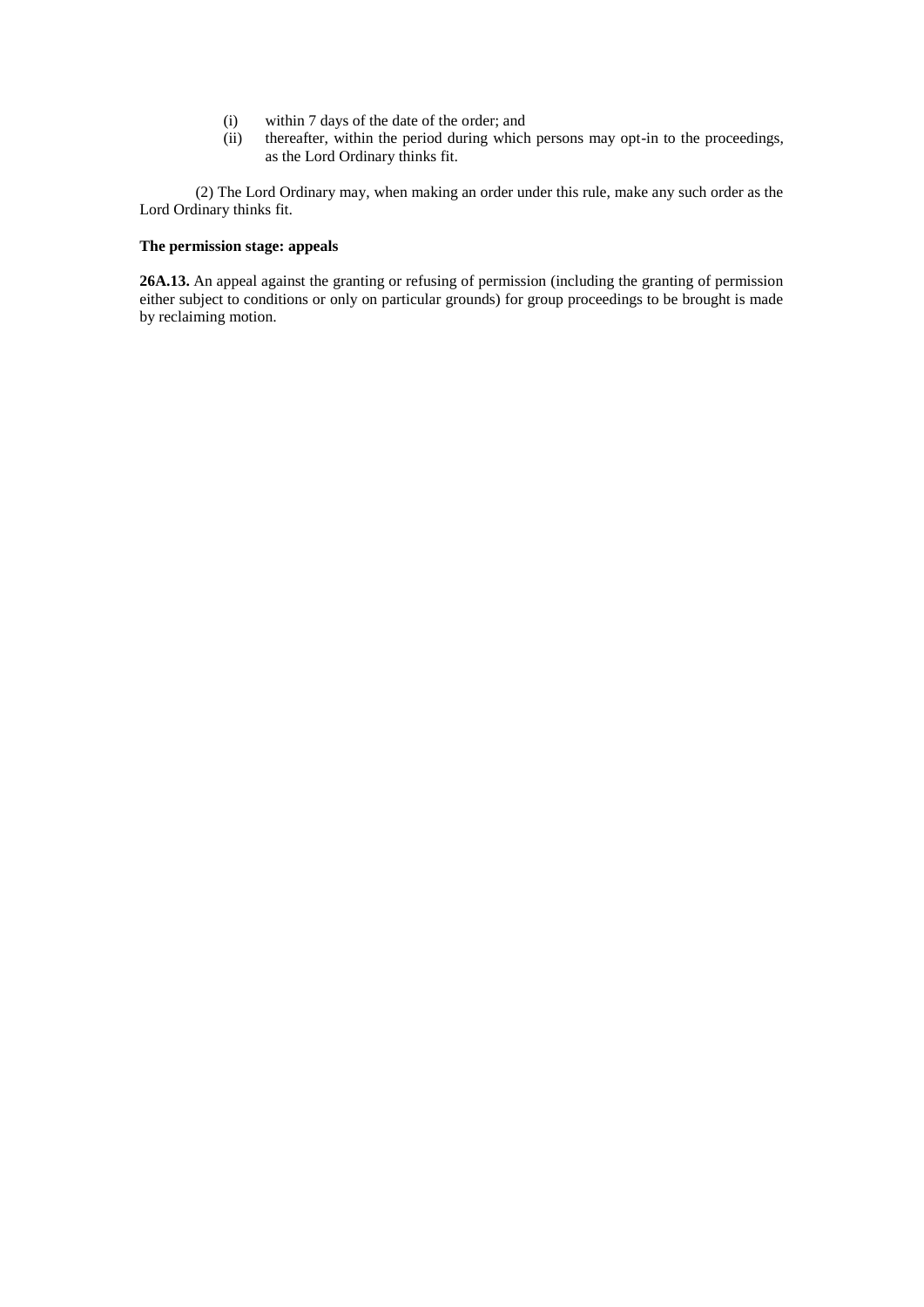(i) within 7 days of the date of the order; and
(ii) thereafter, within the period during which persons may opt-in to the proceedings, as the Lord Ordinary thinks fit.

(2) The Lord Ordinary may, when making an order under this rule, make any such order as the Lord Ordinary thinks fit.

**The permission stage: appeals**

**26A.13.** An appeal against the granting or refusing of permission (including the granting of permission either subject to conditions or only on particular grounds) for group proceedings to be brought is made by reclaiming motion.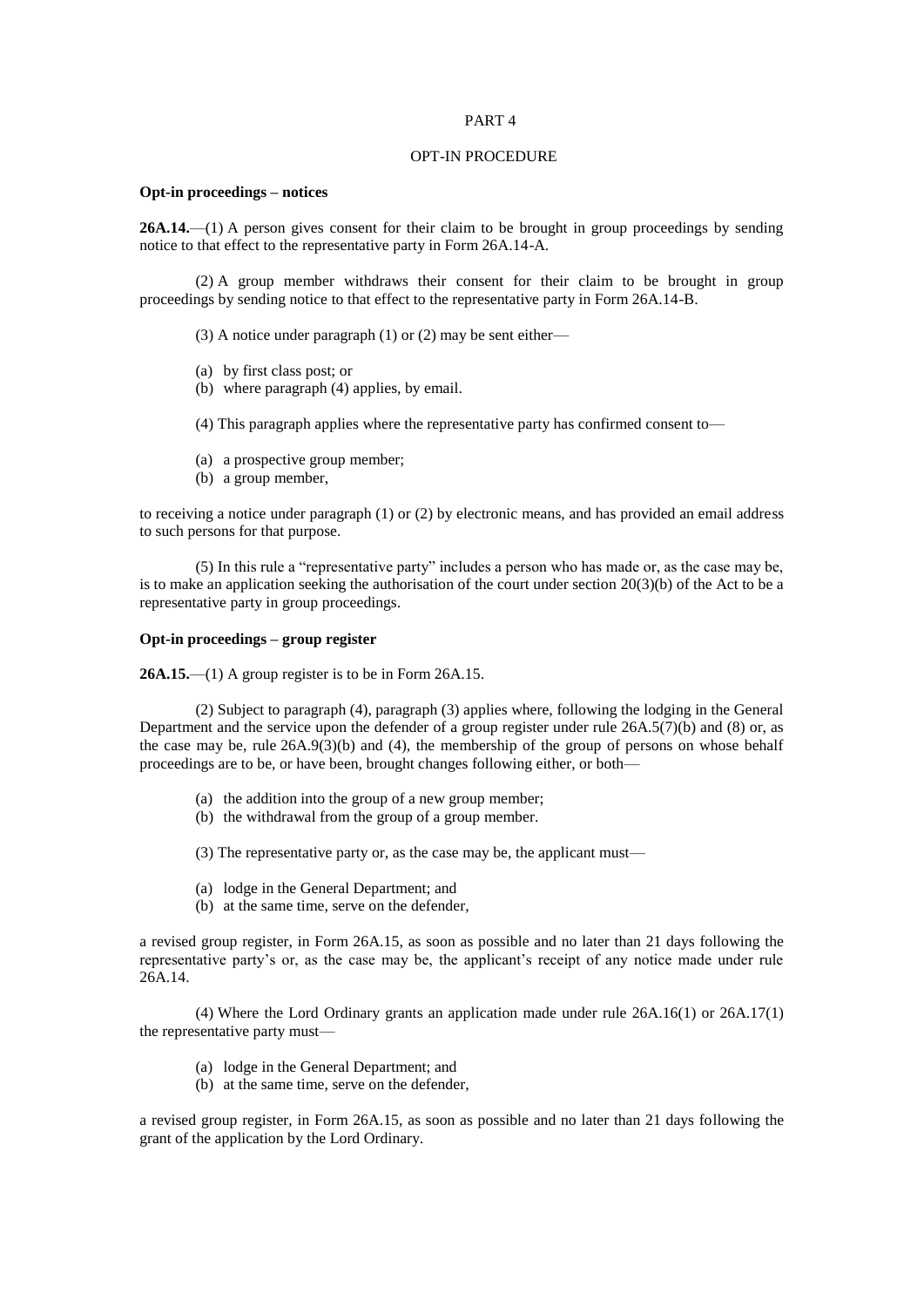PART 4

OPT-IN PROCEDURE

**Opt-in proceedings – notices**

**26A.14.**—(1) A person gives consent for their claim to be brought in group proceedings by sending notice to that effect to the representative party in Form 26A.14-A.

(2) A group member withdraws their consent for their claim to be brought in group proceedings by sending notice to that effect to the representative party in Form 26A.14-B.

(3) A notice under paragraph (1) or (2) may be sent either—

(a) by first class post; or
(b) where paragraph (4) applies, by email.

(4) This paragraph applies where the representative party has confirmed consent to—

(a) a prospective group member;
(b) a group member,

to receiving a notice under paragraph (1) or (2) by electronic means, and has provided an email address to such persons for that purpose.

(5) In this rule a "representative party" includes a person who has made or, as the case may be, is to make an application seeking the authorisation of the court under section 20(3)(b) of the Act to be a representative party in group proceedings.

**Opt-in proceedings – group register**

**26A.15.**—(1) A group register is to be in Form 26A.15.

(2) Subject to paragraph (4), paragraph (3) applies where, following the lodging in the General Department and the service upon the defender of a group register under rule 26A.5(7)(b) and (8) or, as the case may be, rule 26A.9(3)(b) and (4), the membership of the group of persons on whose behalf proceedings are to be, or have been, brought changes following either, or both—

(a) the addition into the group of a new group member;
(b) the withdrawal from the group of a group member.

(3) The representative party or, as the case may be, the applicant must—

(a) lodge in the General Department; and
(b) at the same time, serve on the defender,

a revised group register, in Form 26A.15, as soon as possible and no later than 21 days following the representative party's or, as the case may be, the applicant's receipt of any notice made under rule 26A.14.

(4) Where the Lord Ordinary grants an application made under rule 26A.16(1) or 26A.17(1) the representative party must—

(a) lodge in the General Department; and
(b) at the same time, serve on the defender,

a revised group register, in Form 26A.15, as soon as possible and no later than 21 days following the grant of the application by the Lord Ordinary.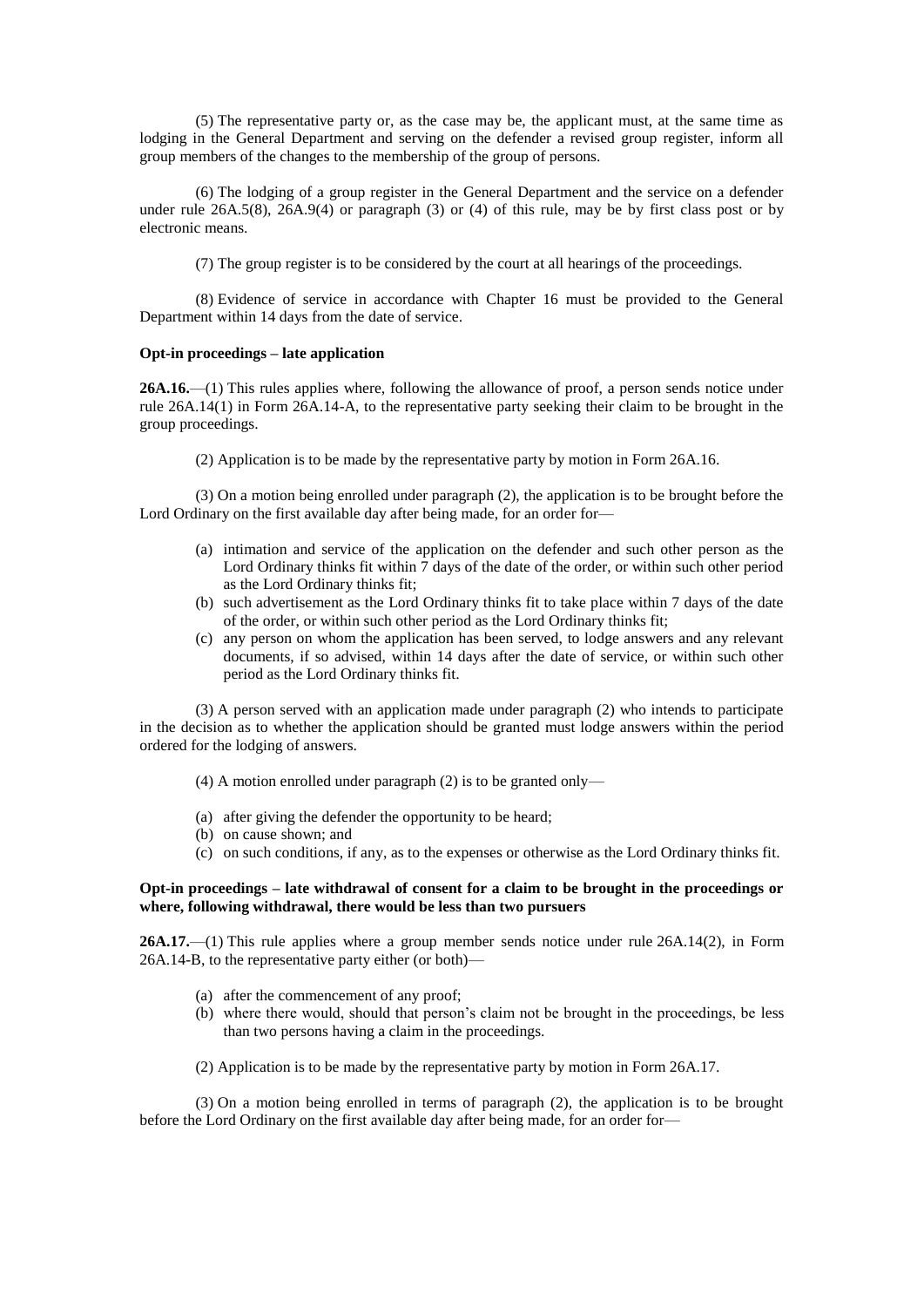(5) The representative party or, as the case may be, the applicant must, at the same time as lodging in the General Department and serving on the defender a revised group register, inform all group members of the changes to the membership of the group of persons.

(6) The lodging of a group register in the General Department and the service on a defender under rule 26A.5(8), 26A.9(4) or paragraph (3) or (4) of this rule, may be by first class post or by electronic means.

(7) The group register is to be considered by the court at all hearings of the proceedings.

(8) Evidence of service in accordance with Chapter 16 must be provided to the General Department within 14 days from the date of service.

**Opt-in proceedings – late application**

**26A.16.**—(1) This rules applies where, following the allowance of proof, a person sends notice under rule 26A.14(1) in Form 26A.14-A, to the representative party seeking their claim to be brought in the group proceedings.

(2) Application is to be made by the representative party by motion in Form 26A.16.

(3) On a motion being enrolled under paragraph (2), the application is to be brought before the Lord Ordinary on the first available day after being made, for an order for—

- (a) intimation and service of the application on the defender and such other person as the Lord Ordinary thinks fit within 7 days of the date of the order, or within such other period as the Lord Ordinary thinks fit;
- (b) such advertisement as the Lord Ordinary thinks fit to take place within 7 days of the date of the order, or within such other period as the Lord Ordinary thinks fit;
- (c) any person on whom the application has been served, to lodge answers and any relevant documents, if so advised, within 14 days after the date of service, or within such other period as the Lord Ordinary thinks fit.

(3) A person served with an application made under paragraph (2) who intends to participate in the decision as to whether the application should be granted must lodge answers within the period ordered for the lodging of answers.

(4) A motion enrolled under paragraph (2) is to be granted only—

- (a) after giving the defender the opportunity to be heard;
- (b) on cause shown; and
- (c) on such conditions, if any, as to the expenses or otherwise as the Lord Ordinary thinks fit.

**Opt-in proceedings – late withdrawal of consent for a claim to be brought in the proceedings or where, following withdrawal, there would be less than two pursuers**

**26A.17.**—(1) This rule applies where a group member sends notice under rule 26A.14(2), in Form 26A.14-B, to the representative party either (or both)—

- (a) after the commencement of any proof;
- (b) where there would, should that person's claim not be brought in the proceedings, be less than two persons having a claim in the proceedings.

(2) Application is to be made by the representative party by motion in Form 26A.17.

(3) On a motion being enrolled in terms of paragraph (2), the application is to be brought before the Lord Ordinary on the first available day after being made, for an order for—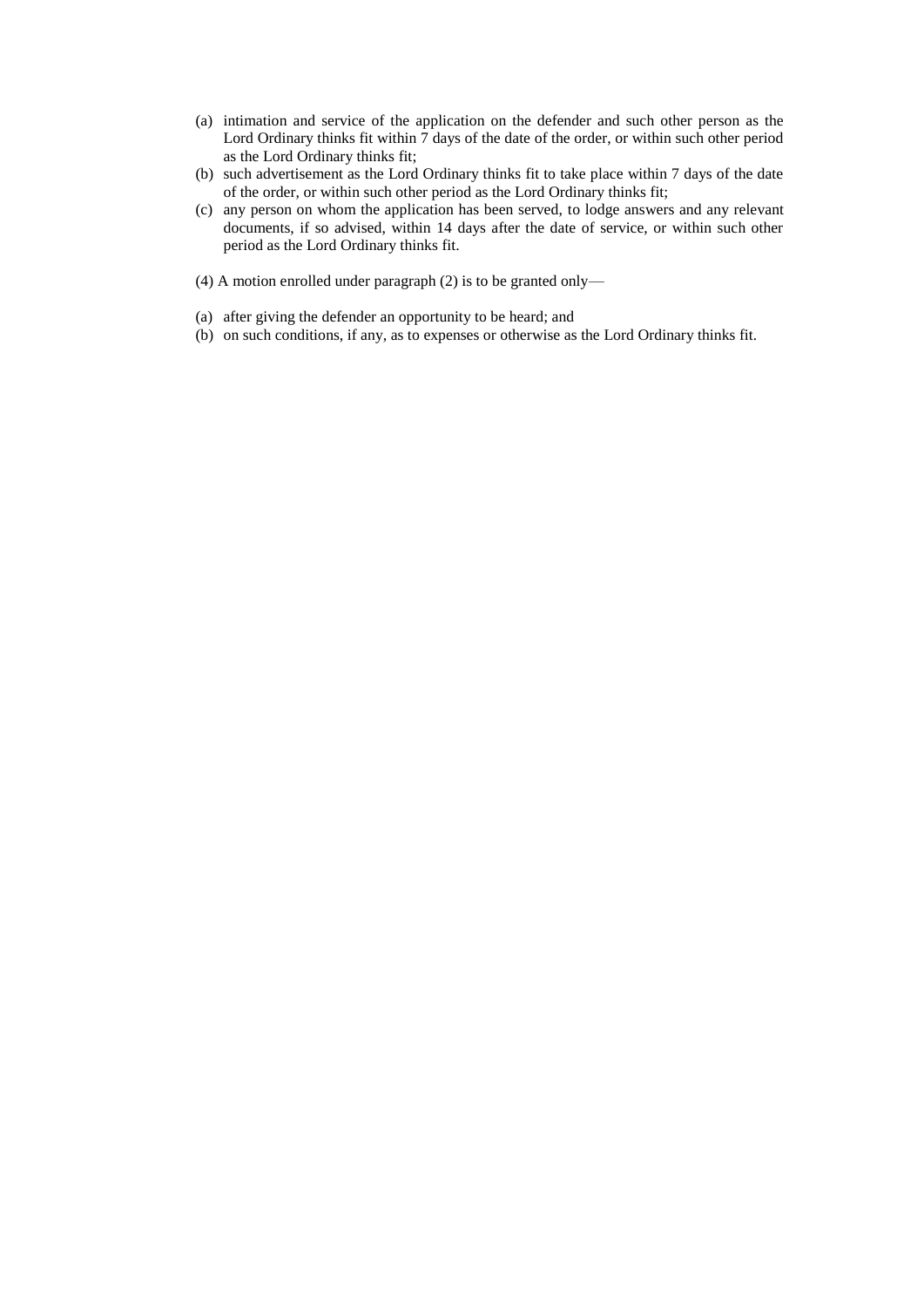(a) intimation and service of the application on the defender and such other person as the Lord Ordinary thinks fit within 7 days of the date of the order, or within such other period as the Lord Ordinary thinks fit;
(b) such advertisement as the Lord Ordinary thinks fit to take place within 7 days of the date of the order, or within such other period as the Lord Ordinary thinks fit;
(c) any person on whom the application has been served, to lodge answers and any relevant documents, if so advised, within 14 days after the date of service, or within such other period as the Lord Ordinary thinks fit.

(4) A motion enrolled under paragraph (2) is to be granted only—

(a) after giving the defender an opportunity to be heard; and
(b) on such conditions, if any, as to expenses or otherwise as the Lord Ordinary thinks fit.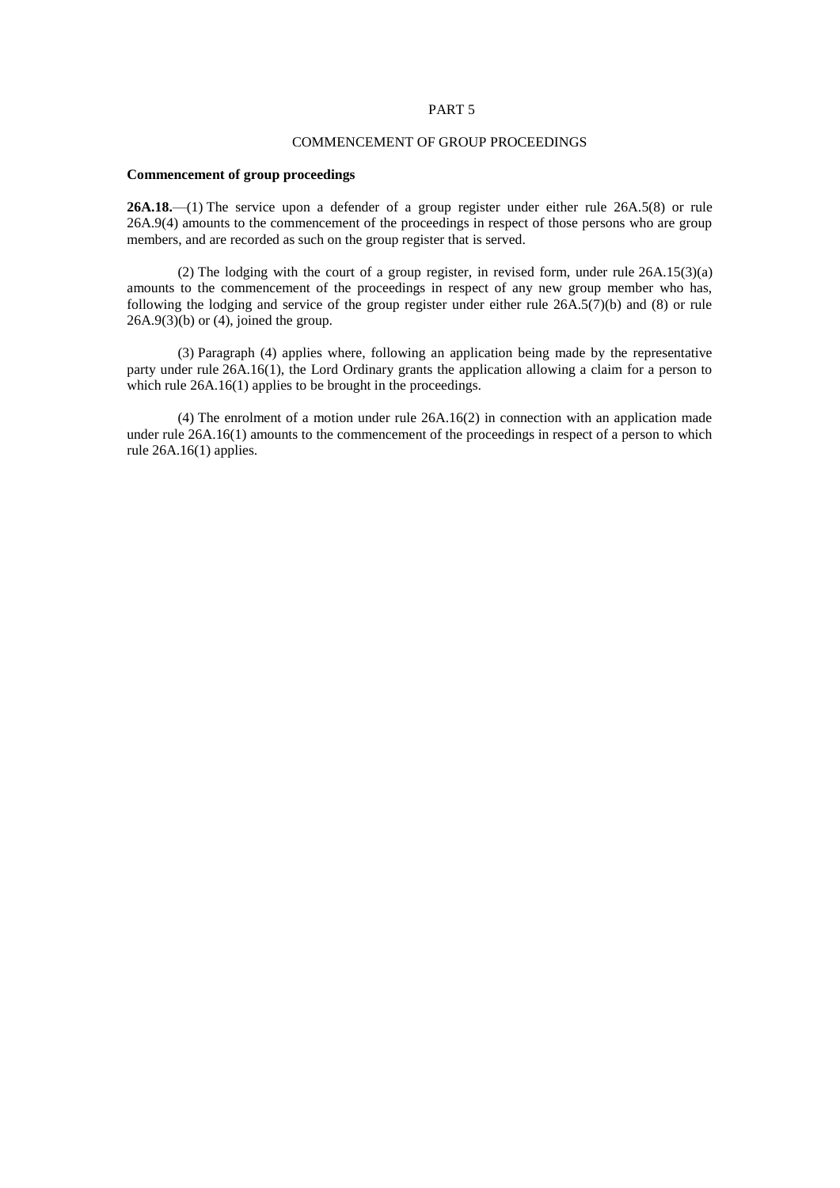PART 5

COMMENCEMENT OF GROUP PROCEEDINGS

**Commencement of group proceedings**

**26A.18.**—(1) The service upon a defender of a group register under either rule 26A.5(8) or rule 26A.9(4) amounts to the commencement of the proceedings in respect of those persons who are group members, and are recorded as such on the group register that is served.

(2) The lodging with the court of a group register, in revised form, under rule 26A.15(3)(a) amounts to the commencement of the proceedings in respect of any new group member who has, following the lodging and service of the group register under either rule 26A.5(7)(b) and (8) or rule 26A.9(3)(b) or (4), joined the group.

(3) Paragraph (4) applies where, following an application being made by the representative party under rule 26A.16(1), the Lord Ordinary grants the application allowing a claim for a person to which rule 26A.16(1) applies to be brought in the proceedings.

(4) The enrolment of a motion under rule 26A.16(2) in connection with an application made under rule 26A.16(1) amounts to the commencement of the proceedings in respect of a person to which rule 26A.16(1) applies.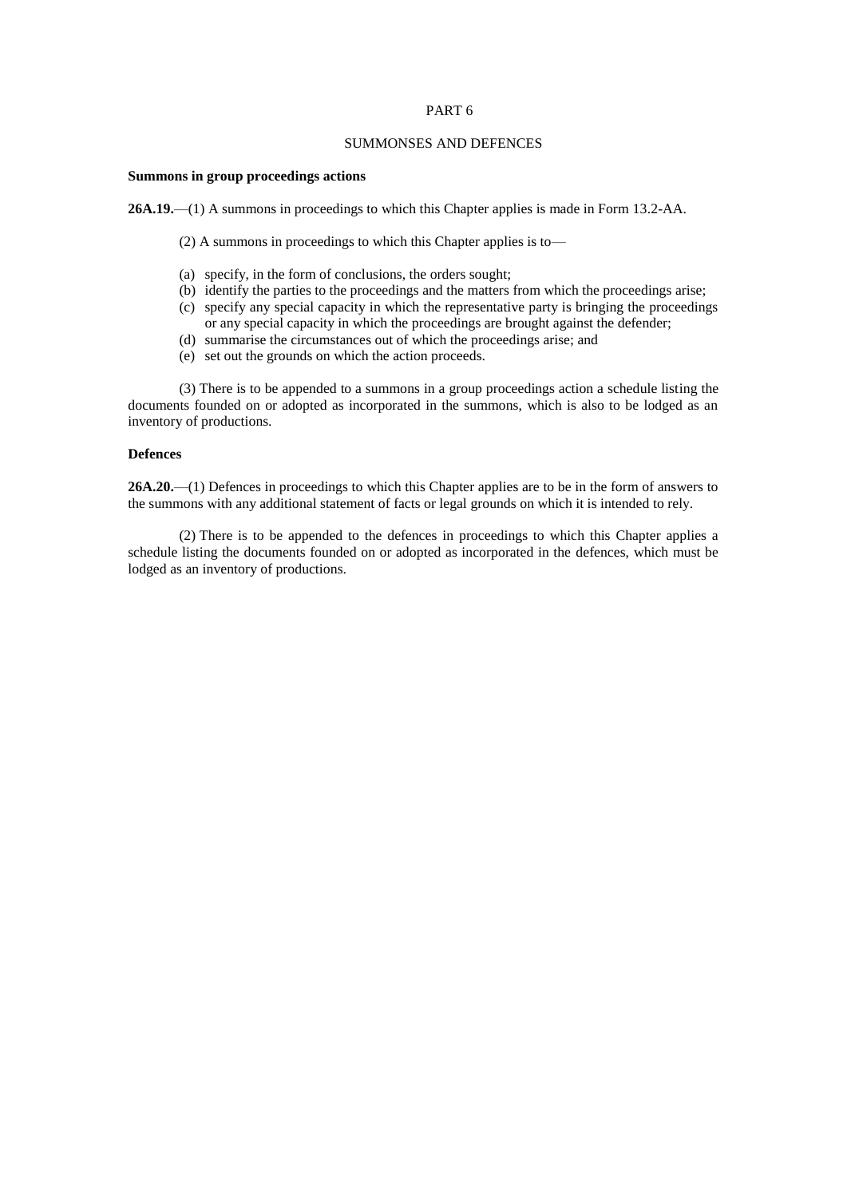PART 6

SUMMONSES AND DEFENCES

**Summons in group proceedings actions**

**26A.19.**—(1) A summons in proceedings to which this Chapter applies is made in Form 13.2-AA.

(2) A summons in proceedings to which this Chapter applies is to—

(a) specify, in the form of conclusions, the orders sought;
(b) identify the parties to the proceedings and the matters from which the proceedings arise;
(c) specify any special capacity in which the representative party is bringing the proceedings or any special capacity in which the proceedings are brought against the defender;
(d) summarise the circumstances out of which the proceedings arise; and
(e) set out the grounds on which the action proceeds.

(3) There is to be appended to a summons in a group proceedings action a schedule listing the documents founded on or adopted as incorporated in the summons, which is also to be lodged as an inventory of productions.

**Defences**

**26A.20.**—(1) Defences in proceedings to which this Chapter applies are to be in the form of answers to the summons with any additional statement of facts or legal grounds on which it is intended to rely.

(2) There is to be appended to the defences in proceedings to which this Chapter applies a schedule listing the documents founded on or adopted as incorporated in the defences, which must be lodged as an inventory of productions.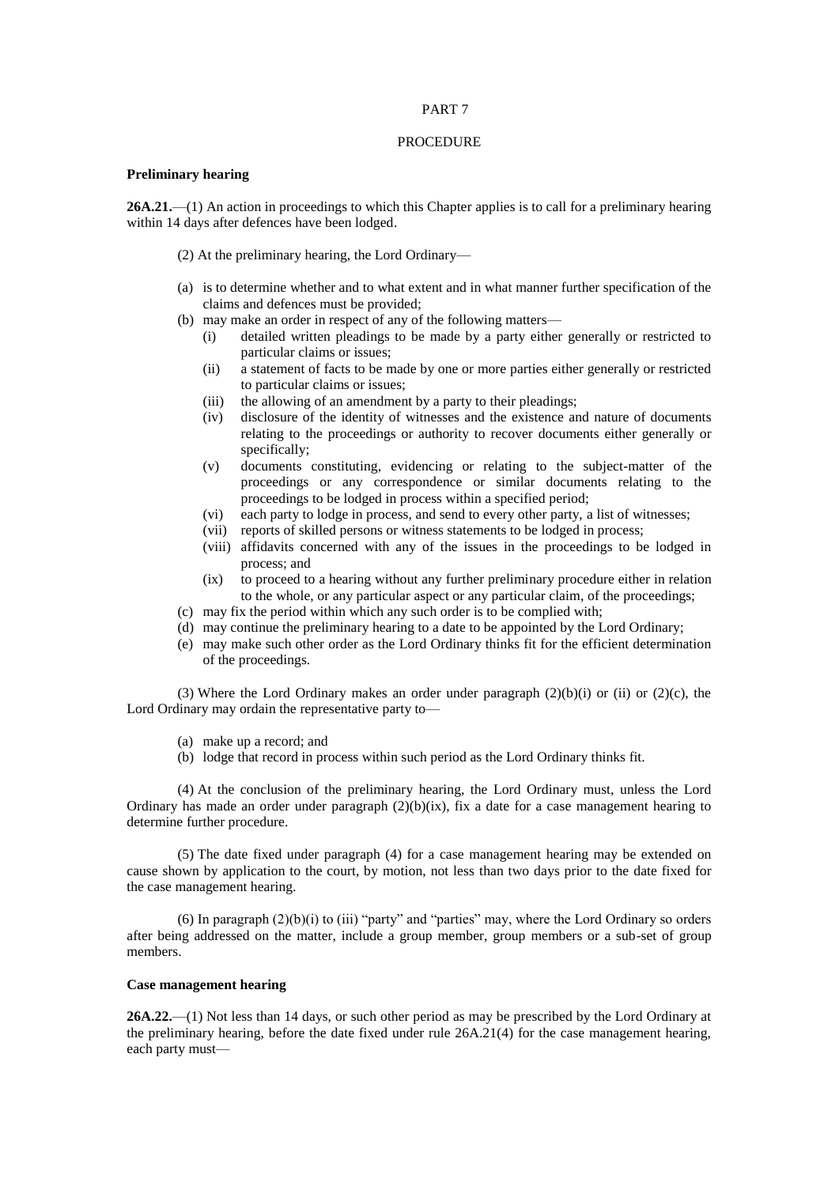PART 7

PROCEDURE

**Preliminary hearing**

**26A.21.**—(1) An action in proceedings to which this Chapter applies is to call for a preliminary hearing within 14 days after defences have been lodged.

(2) At the preliminary hearing, the Lord Ordinary—

(a) is to determine whether and to what extent and in what manner further specification of the claims and defences must be provided;
(b) may make an order in respect of any of the following matters—
  (i) detailed written pleadings to be made by a party either generally or restricted to particular claims or issues;
  (ii) a statement of facts to be made by one or more parties either generally or restricted to particular claims or issues;
  (iii) the allowing of an amendment by a party to their pleadings;
  (iv) disclosure of the identity of witnesses and the existence and nature of documents relating to the proceedings or authority to recover documents either generally or specifically;
  (v) documents constituting, evidencing or relating to the subject-matter of the proceedings or any correspondence or similar documents relating to the proceedings to be lodged in process within a specified period;
  (vi) each party to lodge in process, and send to every other party, a list of witnesses;
  (vii) reports of skilled persons or witness statements to be lodged in process;
  (viii) affidavits concerned with any of the issues in the proceedings to be lodged in process; and
  (ix) to proceed to a hearing without any further preliminary procedure either in relation to the whole, or any particular aspect or any particular claim, of the proceedings;
(c) may fix the period within which any such order is to be complied with;
(d) may continue the preliminary hearing to a date to be appointed by the Lord Ordinary;
(e) may make such other order as the Lord Ordinary thinks fit for the efficient determination of the proceedings.

(3) Where the Lord Ordinary makes an order under paragraph (2)(b)(i) or (ii) or (2)(c), the Lord Ordinary may ordain the representative party to—

(a) make up a record; and
(b) lodge that record in process within such period as the Lord Ordinary thinks fit.

(4) At the conclusion of the preliminary hearing, the Lord Ordinary must, unless the Lord Ordinary has made an order under paragraph (2)(b)(ix), fix a date for a case management hearing to determine further procedure.

(5) The date fixed under paragraph (4) for a case management hearing may be extended on cause shown by application to the court, by motion, not less than two days prior to the date fixed for the case management hearing.

(6) In paragraph (2)(b)(i) to (iii) "party" and "parties" may, where the Lord Ordinary so orders after being addressed on the matter, include a group member, group members or a sub-set of group members.

**Case management hearing**

**26A.22.**—(1) Not less than 14 days, or such other period as may be prescribed by the Lord Ordinary at the preliminary hearing, before the date fixed under rule 26A.21(4) for the case management hearing, each party must—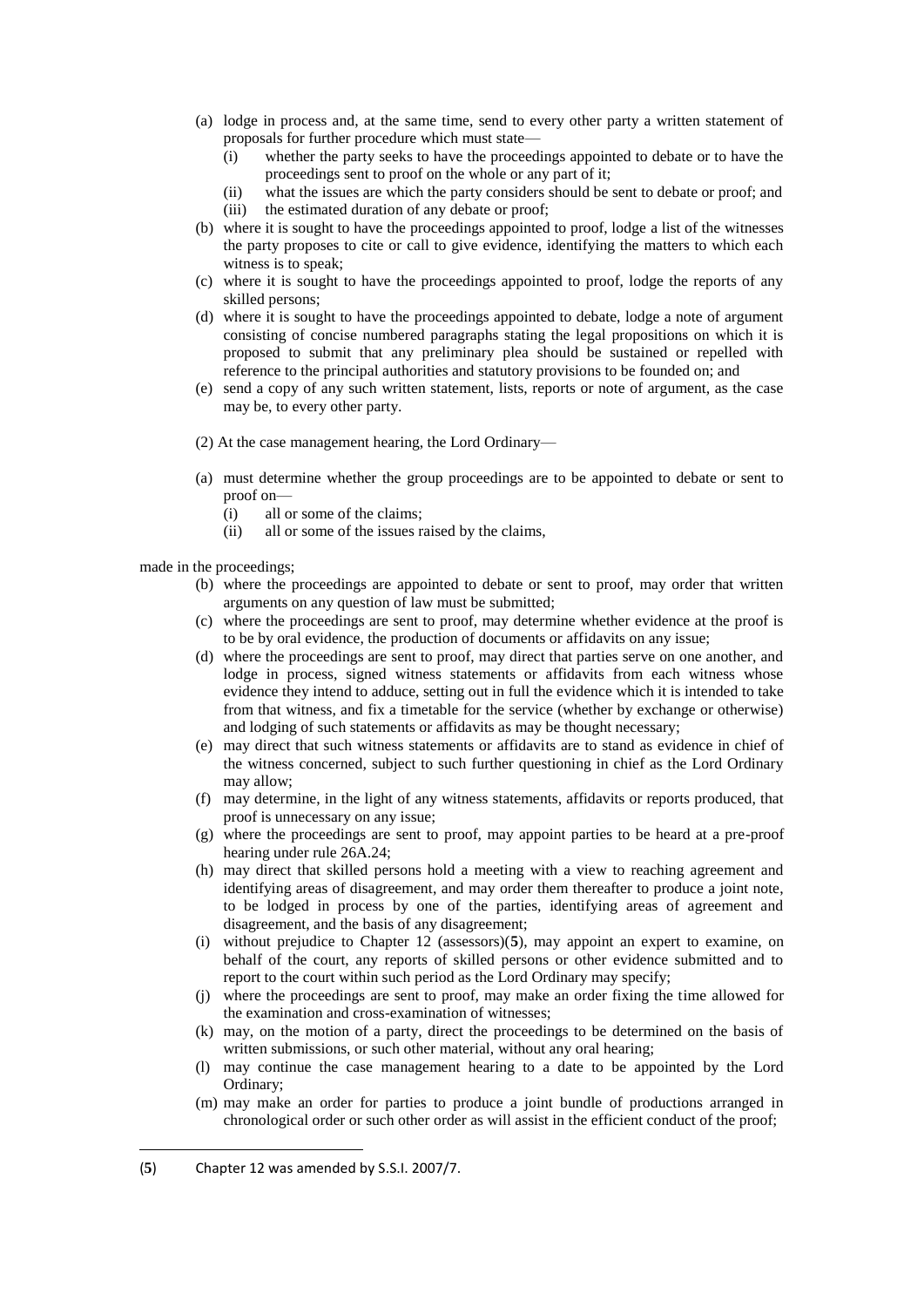(a) lodge in process and, at the same time, send to every other party a written statement of proposals for further procedure which must state—
   (i) whether the party seeks to have the proceedings appointed to debate or to have the proceedings sent to proof on the whole or any part of it;
   (ii) what the issues are which the party considers should be sent to debate or proof; and
   (iii) the estimated duration of any debate or proof;

(b) where it is sought to have the proceedings appointed to proof, lodge a list of the witnesses the party proposes to cite or call to give evidence, identifying the matters to which each witness is to speak;

(c) where it is sought to have the proceedings appointed to proof, lodge the reports of any skilled persons;

(d) where it is sought to have the proceedings appointed to debate, lodge a note of argument consisting of concise numbered paragraphs stating the legal propositions on which it is proposed to submit that any preliminary plea should be sustained or repelled with reference to the principal authorities and statutory provisions to be founded on; and

(e) send a copy of any such written statement, lists, reports or note of argument, as the case may be, to every other party.

(2) At the case management hearing, the Lord Ordinary—

(a) must determine whether the group proceedings are to be appointed to debate or sent to proof on—
   (i) all or some of the claims;
   (ii) all or some of the issues raised by the claims,

made in the proceedings;

(b) where the proceedings are appointed to debate or sent to proof, may order that written arguments on any question of law must be submitted;

(c) where the proceedings are sent to proof, may determine whether evidence at the proof is to be by oral evidence, the production of documents or affidavits on any issue;

(d) where the proceedings are sent to proof, may direct that parties serve on one another, and lodge in process, signed witness statements or affidavits from each witness whose evidence they intend to adduce, setting out in full the evidence which it is intended to take from that witness, and fix a timetable for the service (whether by exchange or otherwise) and lodging of such statements or affidavits as may be thought necessary;

(e) may direct that such witness statements or affidavits are to stand as evidence in chief of the witness concerned, subject to such further questioning in chief as the Lord Ordinary may allow;

(f) may determine, in the light of any witness statements, affidavits or reports produced, that proof is unnecessary on any issue;

(g) where the proceedings are sent to proof, may appoint parties to be heard at a pre-proof hearing under rule 26A.24;

(h) may direct that skilled persons hold a meeting with a view to reaching agreement and identifying areas of disagreement, and may order them thereafter to produce a joint note, to be lodged in process by one of the parties, identifying areas of agreement and disagreement, and the basis of any disagreement;

(i) without prejudice to Chapter 12 (assessors)(5), may appoint an expert to examine, on behalf of the court, any reports of skilled persons or other evidence submitted and to report to the court within such period as the Lord Ordinary may specify;

(j) where the proceedings are sent to proof, may make an order fixing the time allowed for the examination and cross-examination of witnesses;

(k) may, on the motion of a party, direct the proceedings to be determined on the basis of written submissions, or such other material, without any oral hearing;

(l) may continue the case management hearing to a date to be appointed by the Lord Ordinary;

(m) may make an order for parties to produce a joint bundle of productions arranged in chronological order or such other order as will assist in the efficient conduct of the proof;

---

(5) Chapter 12 was amended by S.S.I. 2007/7.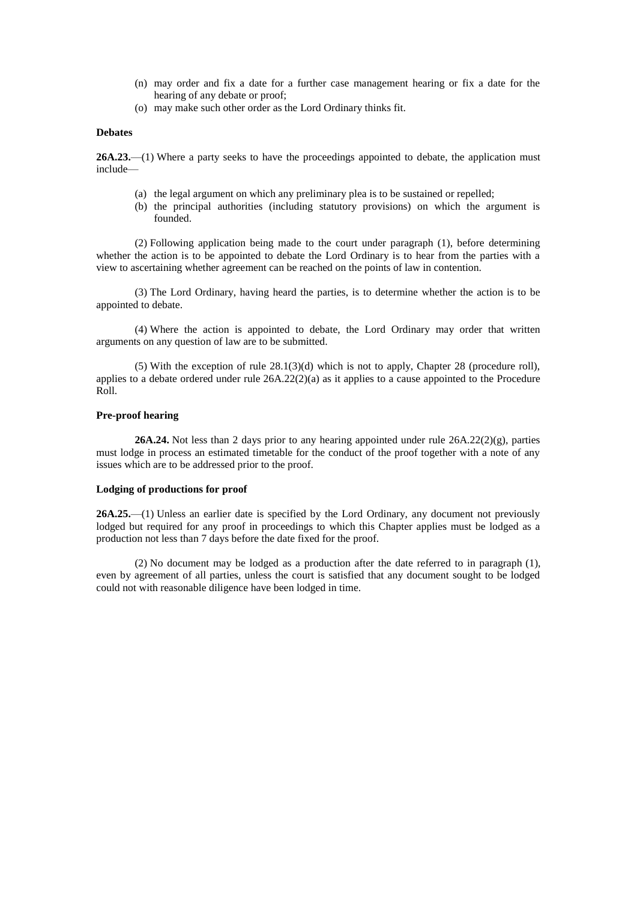(n) may order and fix a date for a further case management hearing or fix a date for the hearing of any debate or proof;

(o) may make such other order as the Lord Ordinary thinks fit.

**Debates**

**26A.23.**—(1) Where a party seeks to have the proceedings appointed to debate, the application must include—

(a) the legal argument on which any preliminary plea is to be sustained or repelled;

(b) the principal authorities (including statutory provisions) on which the argument is founded.

(2) Following application being made to the court under paragraph (1), before determining whether the action is to be appointed to debate the Lord Ordinary is to hear from the parties with a view to ascertaining whether agreement can be reached on the points of law in contention.

(3) The Lord Ordinary, having heard the parties, is to determine whether the action is to be appointed to debate.

(4) Where the action is appointed to debate, the Lord Ordinary may order that written arguments on any question of law are to be submitted.

(5) With the exception of rule 28.1(3)(d) which is not to apply, Chapter 28 (procedure roll), applies to a debate ordered under rule 26A.22(2)(a) as it applies to a cause appointed to the Procedure Roll.

**Pre-proof hearing**

**26A.24.** Not less than 2 days prior to any hearing appointed under rule 26A.22(2)(g), parties must lodge in process an estimated timetable for the conduct of the proof together with a note of any issues which are to be addressed prior to the proof.

**Lodging of productions for proof**

**26A.25.**—(1) Unless an earlier date is specified by the Lord Ordinary, any document not previously lodged but required for any proof in proceedings to which this Chapter applies must be lodged as a production not less than 7 days before the date fixed for the proof.

(2) No document may be lodged as a production after the date referred to in paragraph (1), even by agreement of all parties, unless the court is satisfied that any document sought to be lodged could not with reasonable diligence have been lodged in time.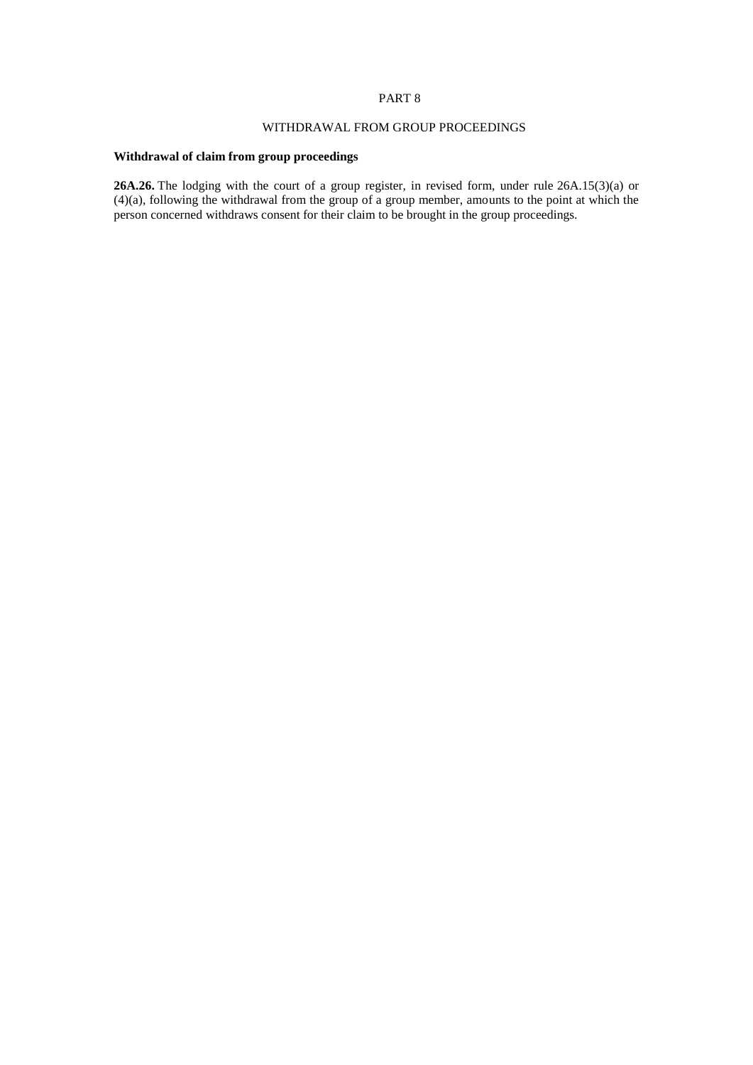PART 8

WITHDRAWAL FROM GROUP PROCEEDINGS

**Withdrawal of claim from group proceedings**

**26A.26.** The lodging with the court of a group register, in revised form, under rule 26A.15(3)(a) or (4)(a), following the withdrawal from the group of a group member, amounts to the point at which the person concerned withdraws consent for their claim to be brought in the group proceedings.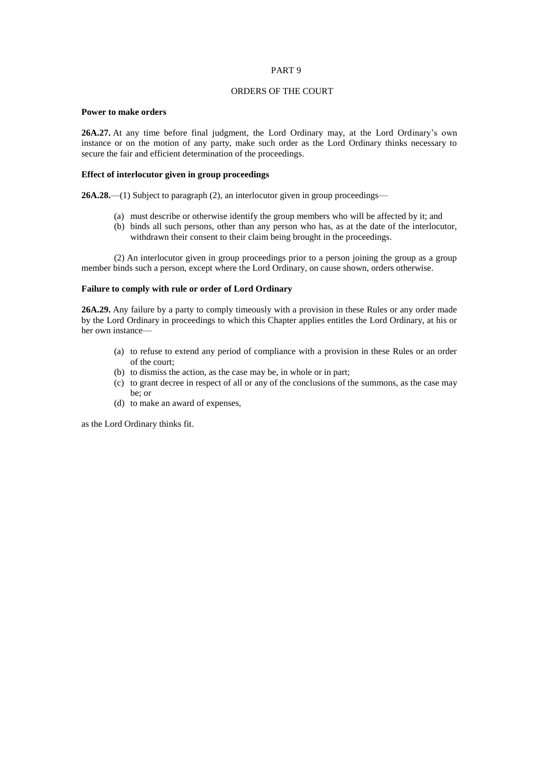## PART 9

## ORDERS OF THE COURT

**Power to make orders**

**26A.27.** At any time before final judgment, the Lord Ordinary may, at the Lord Ordinary's own instance or on the motion of any party, make such order as the Lord Ordinary thinks necessary to secure the fair and efficient determination of the proceedings.

**Effect of interlocutor given in group proceedings**

**26A.28.**—(1) Subject to paragraph (2), an interlocutor given in group proceedings—

(a) must describe or otherwise identify the group members who will be affected by it; and
(b) binds all such persons, other than any person who has, as at the date of the interlocutor, withdrawn their consent to their claim being brought in the proceedings.

(2) An interlocutor given in group proceedings prior to a person joining the group as a group member binds such a person, except where the Lord Ordinary, on cause shown, orders otherwise.

**Failure to comply with rule or order of Lord Ordinary**

**26A.29.** Any failure by a party to comply timeously with a provision in these Rules or any order made by the Lord Ordinary in proceedings to which this Chapter applies entitles the Lord Ordinary, at his or her own instance—

(a) to refuse to extend any period of compliance with a provision in these Rules or an order of the court;
(b) to dismiss the action, as the case may be, in whole or in part;
(c) to grant decree in respect of all or any of the conclusions of the summons, as the case may be; or
(d) to make an award of expenses,

as the Lord Ordinary thinks fit.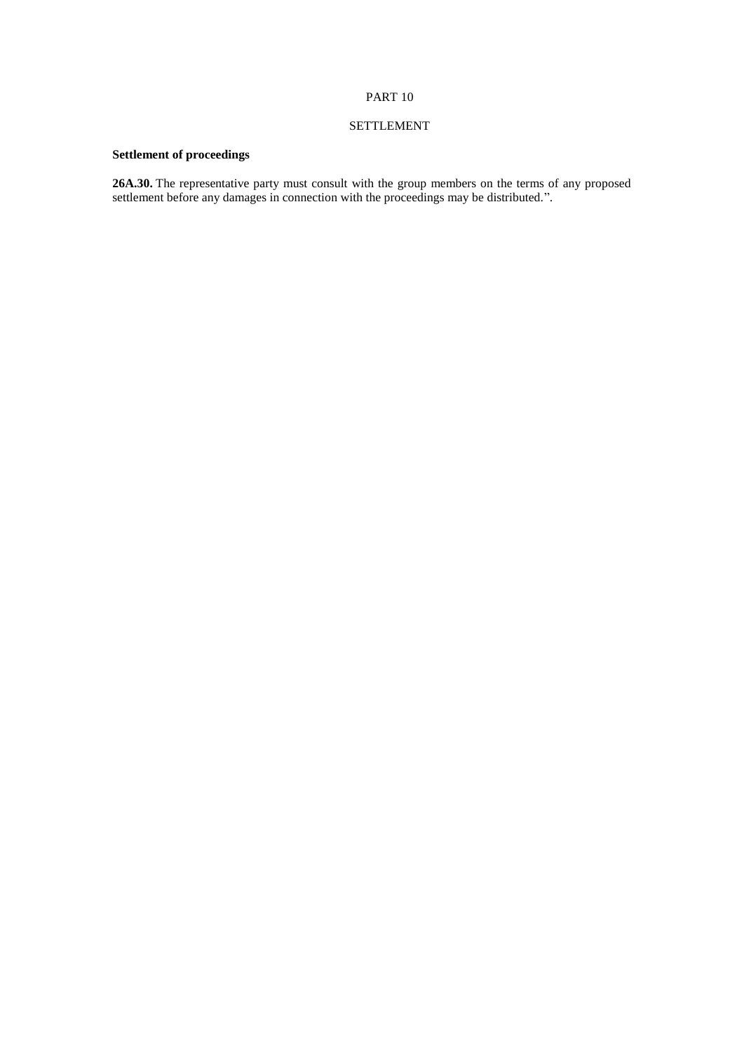PART 10

SETTLEMENT

**Settlement of proceedings**

**26A.30.** The representative party must consult with the group members on the terms of any proposed settlement before any damages in connection with the proceedings may be distributed.".